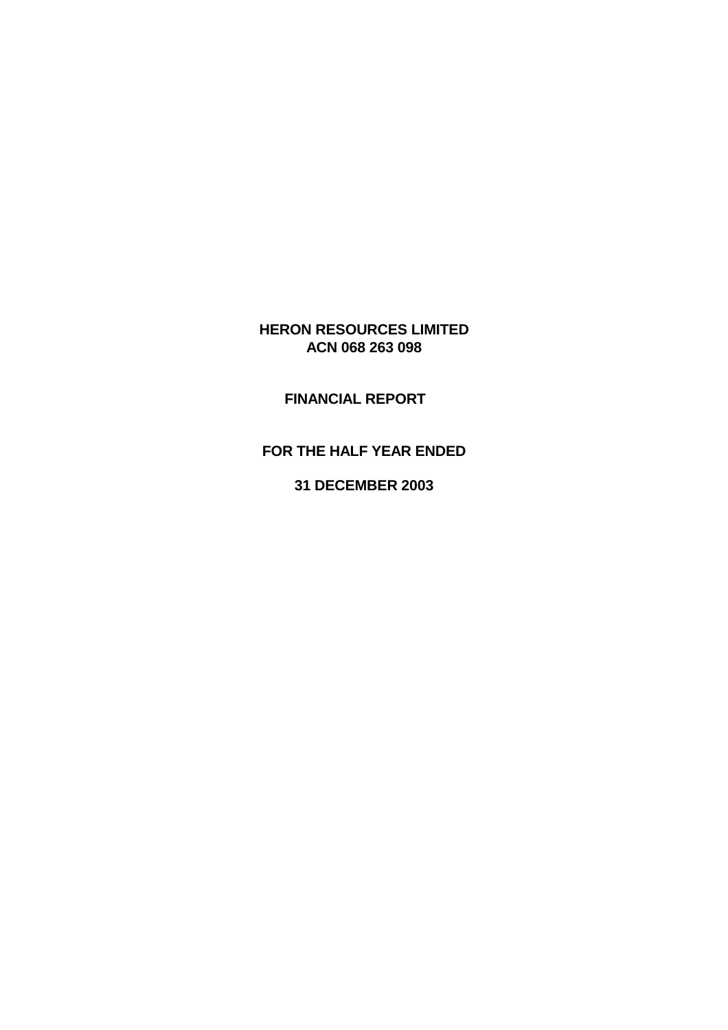# HERON RESOURCES LIMITED
## ACN 068 263 098

## FINANCIAL REPORT

## FOR THE HALF YEAR ENDED

## 31 DECEMBER 2003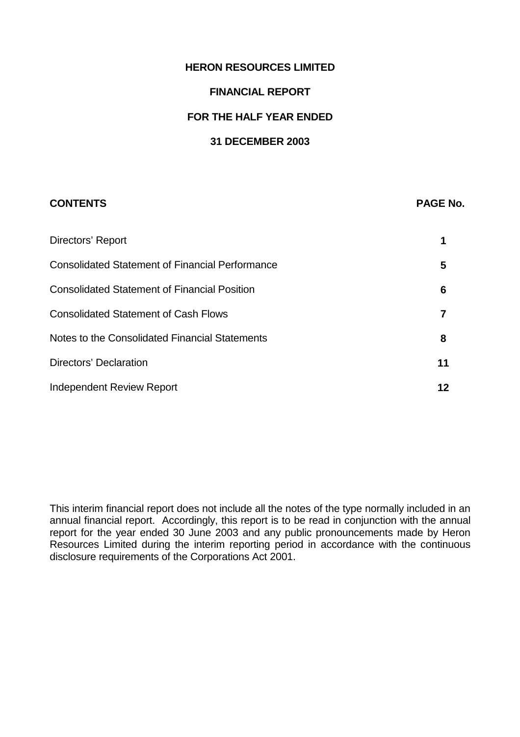# HERON RESOURCES LIMITED

## FINANCIAL REPORT

## FOR THE HALF YEAR ENDED

## 31 DECEMBER 2003

| **CONTENTS** | **PAGE No.** |
|---|---|
| Directors' Report | **1** |
| Consolidated Statement of Financial Performance | **5** |
| Consolidated Statement of Financial Position | **6** |
| Consolidated Statement of Cash Flows | **7** |
| Notes to the Consolidated Financial Statements | **8** |
| Directors' Declaration | **11** |
| Independent Review Report | **12** |

This interim financial report does not include all the notes of the type normally included in an annual financial report. Accordingly, this report is to be read in conjunction with the annual report for the year ended 30 June 2003 and any public pronouncements made by Heron Resources Limited during the interim reporting period in accordance with the continuous disclosure requirements of the Corporations Act 2001.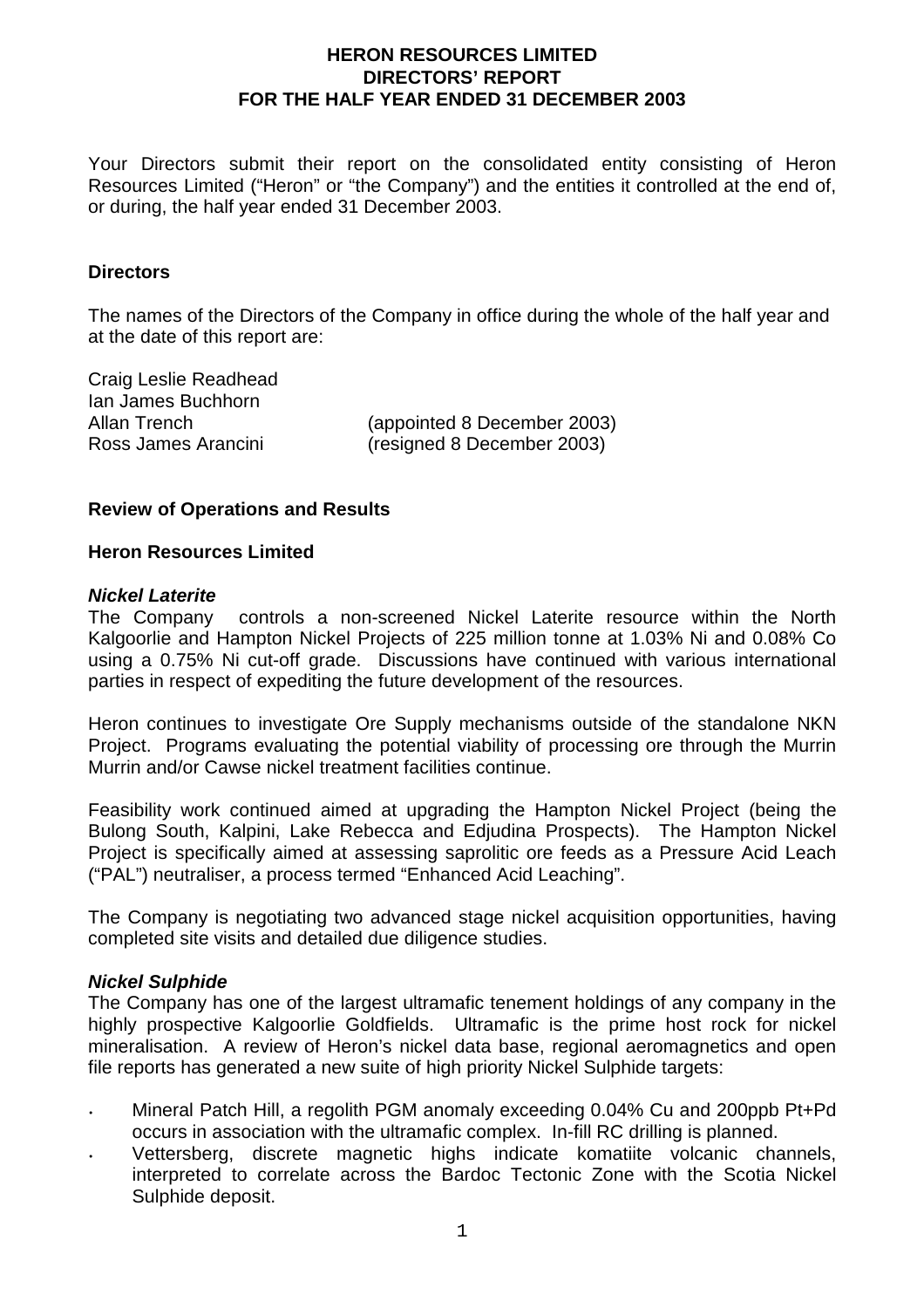# HERON RESOURCES LIMITED
# DIRECTORS' REPORT
# FOR THE HALF YEAR ENDED 31 DECEMBER 2003

Your Directors submit their report on the consolidated entity consisting of Heron Resources Limited ("Heron" or "the Company") and the entities it controlled at the end of, or during, the half year ended 31 December 2003.

## Directors

The names of the Directors of the Company in office during the whole of the half year and at the date of this report are:

Craig Leslie Readhead
Ian James Buchhorn
Allan Trench (appointed 8 December 2003)
Ross James Arancini (resigned 8 December 2003)

## Review of Operations and Results

### Heron Resources Limited

#### *Nickel Laterite*

The Company controls a non-screened Nickel Laterite resource within the North Kalgoorlie and Hampton Nickel Projects of 225 million tonne at 1.03% Ni and 0.08% Co using a 0.75% Ni cut-off grade. Discussions have continued with various international parties in respect of expediting the future development of the resources.

Heron continues to investigate Ore Supply mechanisms outside of the standalone NKN Project. Programs evaluating the potential viability of processing ore through the Murrin Murrin and/or Cawse nickel treatment facilities continue.

Feasibility work continued aimed at upgrading the Hampton Nickel Project (being the Bulong South, Kalpini, Lake Rebecca and Edjudina Prospects). The Hampton Nickel Project is specifically aimed at assessing saprolitic ore feeds as a Pressure Acid Leach ("PAL") neutraliser, a process termed "Enhanced Acid Leaching".

The Company is negotiating two advanced stage nickel acquisition opportunities, having completed site visits and detailed due diligence studies.

#### *Nickel Sulphide*

The Company has one of the largest ultramafic tenement holdings of any company in the highly prospective Kalgoorlie Goldfields. Ultramafic is the prime host rock for nickel mineralisation. A review of Heron's nickel data base, regional aeromagnetics and open file reports has generated a new suite of high priority Nickel Sulphide targets:

- Mineral Patch Hill, a regolith PGM anomaly exceeding 0.04% Cu and 200ppb Pt+Pd occurs in association with the ultramafic complex. In-fill RC drilling is planned.
- Vettersberg, discrete magnetic highs indicate komatiite volcanic channels, interpreted to correlate across the Bardoc Tectonic Zone with the Scotia Nickel Sulphide deposit.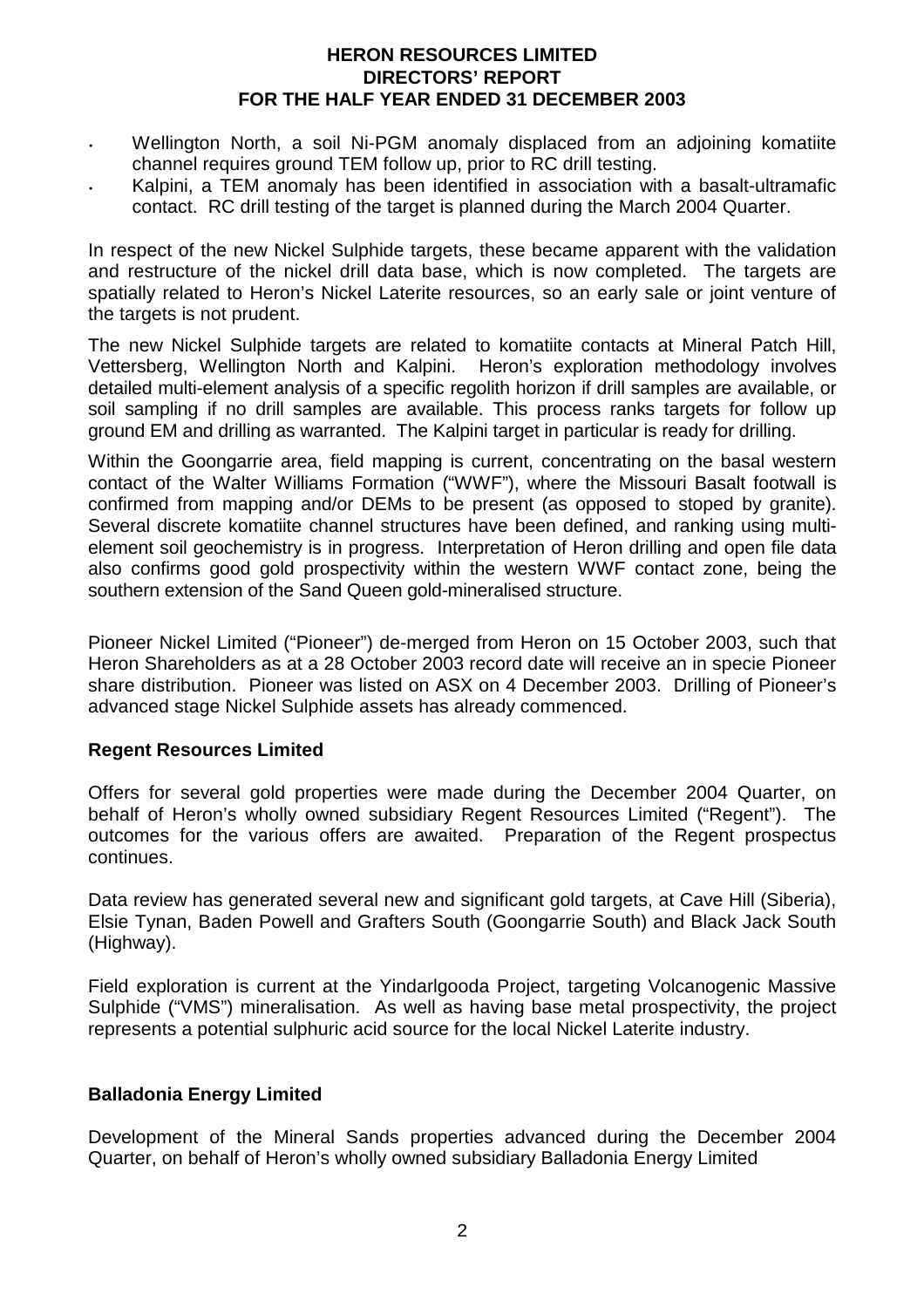- Wellington North, a soil Ni-PGM anomaly displaced from an adjoining komatiite channel requires ground TEM follow up, prior to RC drill testing.
- Kalpini, a TEM anomaly has been identified in association with a basalt-ultramafic contact. RC drill testing of the target is planned during the March 2004 Quarter.

In respect of the new Nickel Sulphide targets, these became apparent with the validation and restructure of the nickel drill data base, which is now completed. The targets are spatially related to Heron's Nickel Laterite resources, so an early sale or joint venture of the targets is not prudent.

The new Nickel Sulphide targets are related to komatiite contacts at Mineral Patch Hill, Vettersberg, Wellington North and Kalpini. Heron's exploration methodology involves detailed multi-element analysis of a specific regolith horizon if drill samples are available, or soil sampling if no drill samples are available. This process ranks targets for follow up ground EM and drilling as warranted. The Kalpini target in particular is ready for drilling.

Within the Goongarrie area, field mapping is current, concentrating on the basal western contact of the Walter Williams Formation ("WWF"), where the Missouri Basalt footwall is confirmed from mapping and/or DEMs to be present (as opposed to stoped by granite). Several discrete komatiite channel structures have been defined, and ranking using multi-element soil geochemistry is in progress. Interpretation of Heron drilling and open file data also confirms good gold prospectivity within the western WWF contact zone, being the southern extension of the Sand Queen gold-mineralised structure.

Pioneer Nickel Limited ("Pioneer") de-merged from Heron on 15 October 2003, such that Heron Shareholders as at a 28 October 2003 record date will receive an in specie Pioneer share distribution. Pioneer was listed on ASX on 4 December 2003. Drilling of Pioneer's advanced stage Nickel Sulphide assets has already commenced.

## Regent Resources Limited

Offers for several gold properties were made during the December 2004 Quarter, on behalf of Heron's wholly owned subsidiary Regent Resources Limited ("Regent"). The outcomes for the various offers are awaited. Preparation of the Regent prospectus continues.

Data review has generated several new and significant gold targets, at Cave Hill (Siberia), Elsie Tynan, Baden Powell and Grafters South (Goongarrie South) and Black Jack South (Highway).

Field exploration is current at the Yindarlgooda Project, targeting Volcanogenic Massive Sulphide ("VMS") mineralisation. As well as having base metal prospectivity, the project represents a potential sulphuric acid source for the local Nickel Laterite industry.

## Balladonia Energy Limited

Development of the Mineral Sands properties advanced during the December 2004 Quarter, on behalf of Heron's wholly owned subsidiary Balladonia Energy Limited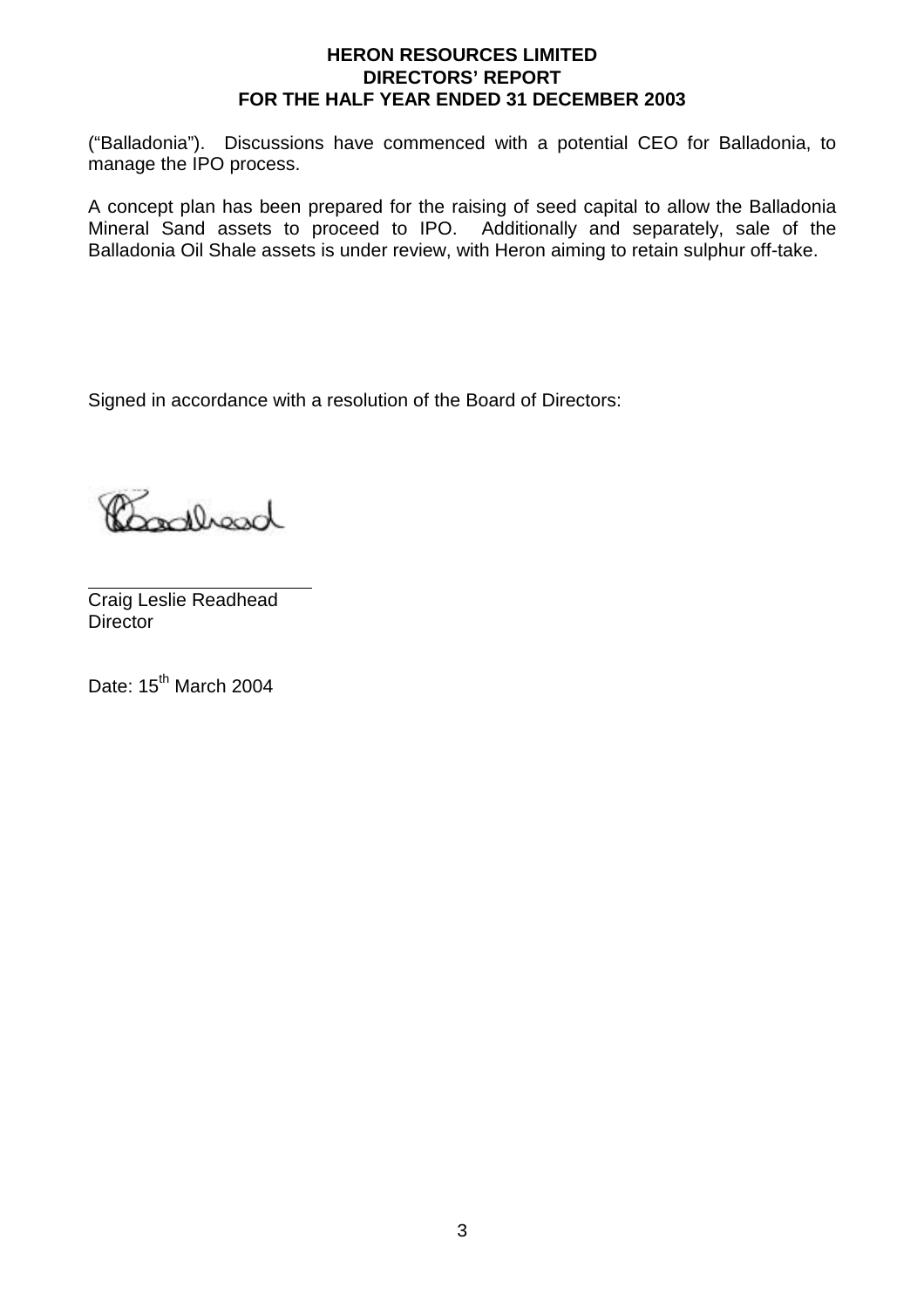("Balladonia"). Discussions have commenced with a potential CEO for Balladonia, to manage the IPO process.

A concept plan has been prepared for the raising of seed capital to allow the Balladonia Mineral Sand assets to proceed to IPO. Additionally and separately, sale of the Balladonia Oil Shale assets is under review, with Heron aiming to retain sulphur off-take.

Signed in accordance with a resolution of the Board of Directors:

Craig Leslie Readhead
Director

Date: 15th March 2004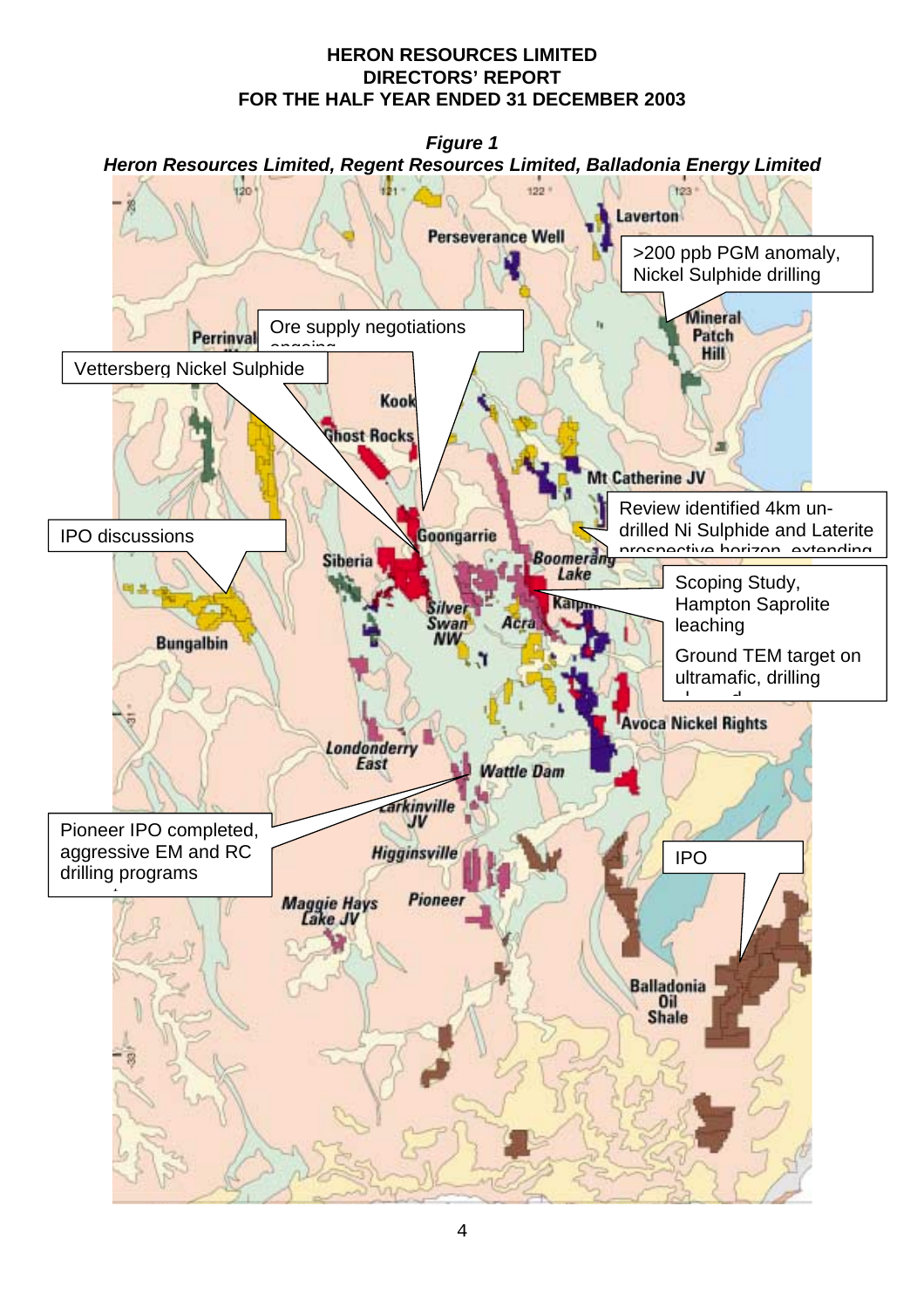***Figure 1***

***Heron Resources Limited, Regent Resources Limited, Balladonia Energy Limited***

Laverton

Perseverance Well

>200 ppb PGM anomaly, Nickel Sulphide drilling

Mineral Patch Hill

Perrinvale

Ore supply negotiations ongoing

Vettersberg Nickel Sulphide

Kookynie

Ghost Rocks

Mt Catherine JV

Review identified 4km un-drilled Ni Sulphide and Laterite prospective horizon, extending

IPO discussions

Goongarrie

Siberia

Boomerang Lake

Scoping Study, Hampton Saprolite leaching

Ground TEM target on ultramafic, drilling planned

Kalpini

Silver Swan NW

Acra

Bungalbin

Avoca Nickel Rights

Londonderry East

Wattle Dam

Larkinville JV

Pioneer IPO completed, aggressive EM and RC drilling programs

Higginsville

IPO

Maggie Hays Lake JV

Pioneer

Balladonia Oil Shale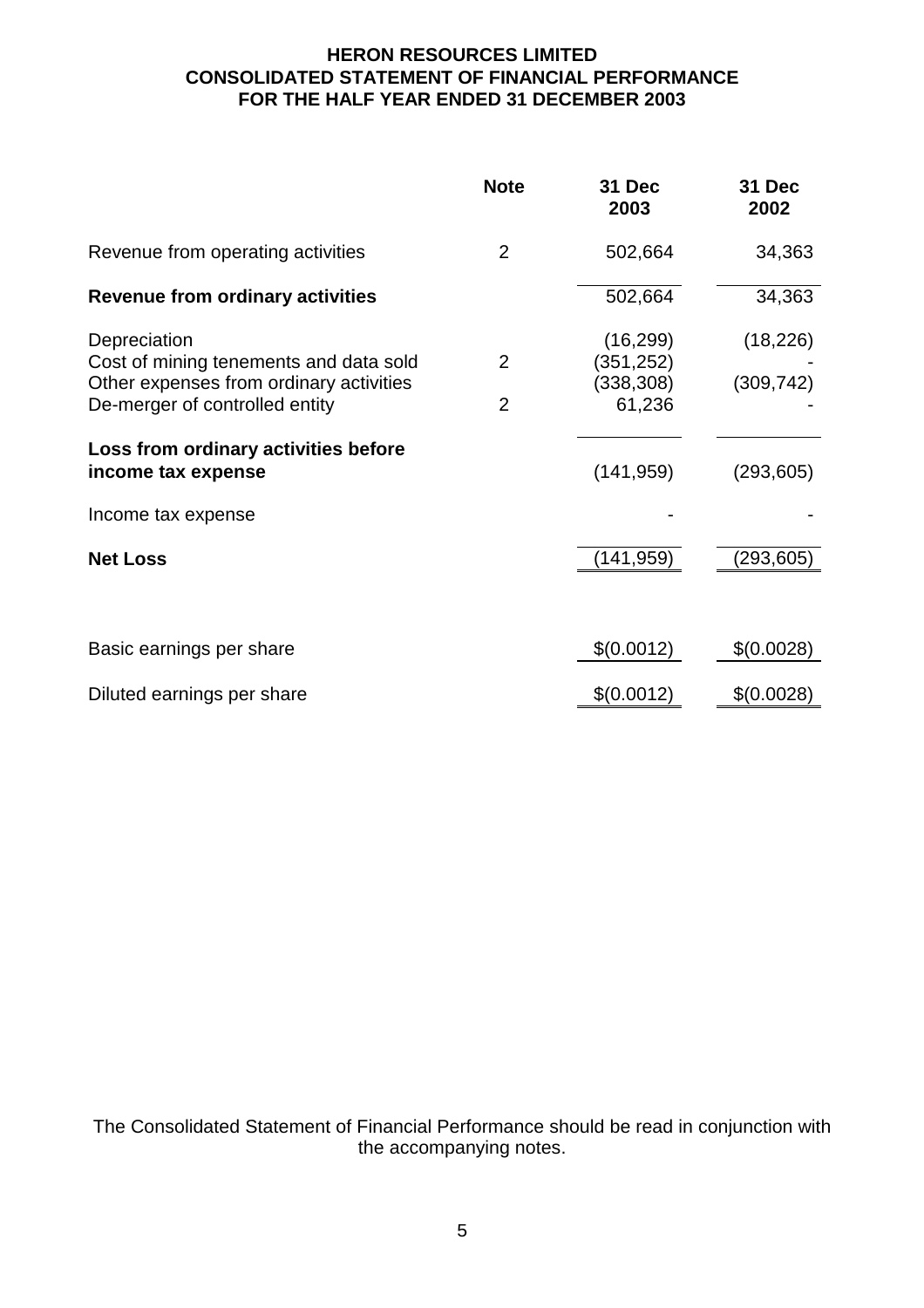# HERON RESOURCES LIMITED
## CONSOLIDATED STATEMENT OF FINANCIAL PERFORMANCE
## FOR THE HALF YEAR ENDED 31 DECEMBER 2003

| | Note | 31 Dec 2003 | 31 Dec 2002 |
|---|---|---|---|
| Revenue from operating activities | 2 | 502,664 | 34,363 |
| **Revenue from ordinary activities** | | 502,664 | 34,363 |
| Depreciation | | (16,299) | (18,226) |
| Cost of mining tenements and data sold | 2 | (351,252) | - |
| Other expenses from ordinary activities | | (338,308) | (309,742) |
| De-merger of controlled entity | 2 | 61,236 | - |
| **Loss from ordinary activities before income tax expense** | | (141,959) | (293,605) |
| Income tax expense | | - | - |
| **Net Loss** | | (141,959) | (293,605) |
| Basic earnings per share | | $(0.0012) | $(0.0028) |
| Diluted earnings per share | | $(0.0012) | $(0.0028) |

The Consolidated Statement of Financial Performance should be read in conjunction with the accompanying notes.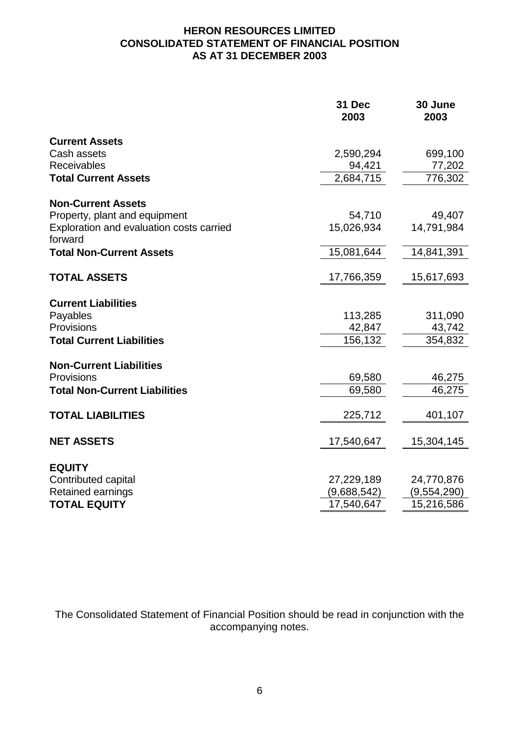# HERON RESOURCES LIMITED
## CONSOLIDATED STATEMENT OF FINANCIAL POSITION
## AS AT 31 DECEMBER 2003

| | 31 Dec 2003 | 30 June 2003 |
|---|---|---|
| **Current Assets** | | |
| Cash assets | 2,590,294 | 699,100 |
| Receivables | 94,421 | 77,202 |
| **Total Current Assets** | 2,684,715 | 776,302 |
| | | |
| **Non-Current Assets** | | |
| Property, plant and equipment | 54,710 | 49,407 |
| Exploration and evaluation costs carried forward | 15,026,934 | 14,791,984 |
| **Total Non-Current Assets** | 15,081,644 | 14,841,391 |
| | | |
| **TOTAL ASSETS** | 17,766,359 | 15,617,693 |
| | | |
| **Current Liabilities** | | |
| Payables | 113,285 | 311,090 |
| Provisions | 42,847 | 43,742 |
| **Total Current Liabilities** | 156,132 | 354,832 |
| | | |
| **Non-Current Liabilities** | | |
| Provisions | 69,580 | 46,275 |
| **Total Non-Current Liabilities** | 69,580 | 46,275 |
| | | |
| **TOTAL LIABILITIES** | 225,712 | 401,107 |
| | | |
| **NET ASSETS** | 17,540,647 | 15,304,145 |
| | | |
| **EQUITY** | | |
| Contributed capital | 27,229,189 | 24,770,876 |
| Retained earnings | (9,688,542) | (9,554,290) |
| **TOTAL EQUITY** | 17,540,647 | 15,216,586 |

The Consolidated Statement of Financial Position should be read in conjunction with the accompanying notes.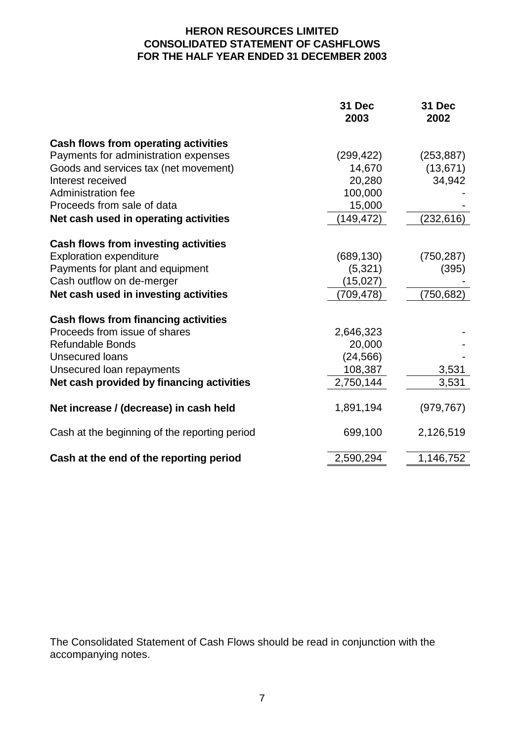# HERON RESOURCES LIMITED
# CONSOLIDATED STATEMENT OF CASHFLOWS
# FOR THE HALF YEAR ENDED 31 DECEMBER 2003

| | 31 Dec 2003 | 31 Dec 2002 |
|---|---|---|
| **Cash flows from operating activities** | | |
| Payments for administration expenses | (299,422) | (253,887) |
| Goods and services tax (net movement) | 14,670 | (13,671) |
| Interest received | 20,280 | 34,942 |
| Administration fee | 100,000 | - |
| Proceeds from sale of data | 15,000 | - |
| **Net cash used in operating activities** | (149,472) | (232,616) |
| **Cash flows from investing activities** | | |
| Exploration expenditure | (689,130) | (750,287) |
| Payments for plant and equipment | (5,321) | (395) |
| Cash outflow on de-merger | (15,027) | - |
| **Net cash used in investing activities** | (709,478) | (750,682) |
| **Cash flows from financing activities** | | |
| Proceeds from issue of shares | 2,646,323 | - |
| Refundable Bonds | 20,000 | - |
| Unsecured loans | (24,566) | - |
| Unsecured loan repayments | 108,387 | 3,531 |
| **Net cash provided by financing activities** | 2,750,144 | 3,531 |
| **Net increase / (decrease) in cash held** | 1,891,194 | (979,767) |
| Cash at the beginning of the reporting period | 699,100 | 2,126,519 |
| **Cash at the end of the reporting period** | 2,590,294 | 1,146,752 |

The Consolidated Statement of Cash Flows should be read in conjunction with the accompanying notes.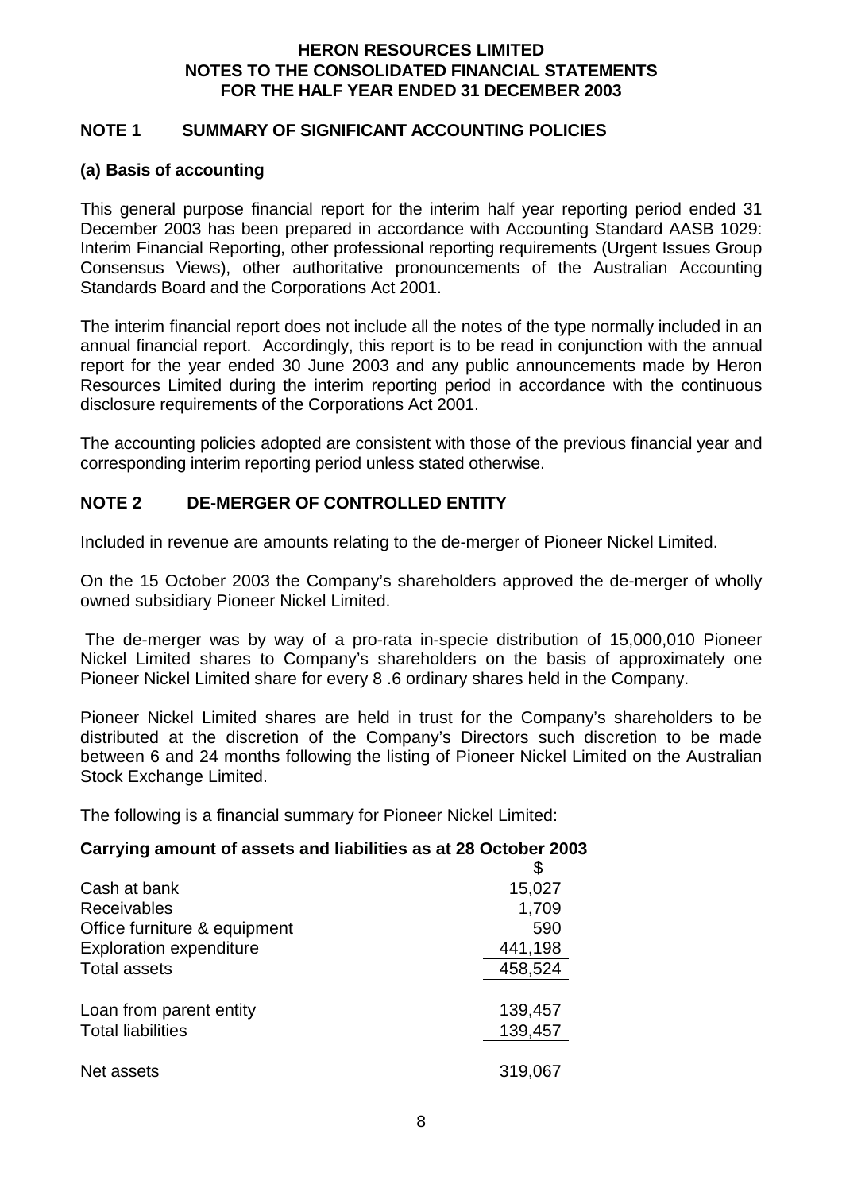**HERON RESOURCES LIMITED**
**NOTES TO THE CONSOLIDATED FINANCIAL STATEMENTS**
**FOR THE HALF YEAR ENDED 31 DECEMBER 2003**

## NOTE 1 SUMMARY OF SIGNIFICANT ACCOUNTING POLICIES

### (a) Basis of accounting

This general purpose financial report for the interim half year reporting period ended 31 December 2003 has been prepared in accordance with Accounting Standard AASB 1029: Interim Financial Reporting, other professional reporting requirements (Urgent Issues Group Consensus Views), other authoritative pronouncements of the Australian Accounting Standards Board and the Corporations Act 2001.

The interim financial report does not include all the notes of the type normally included in an annual financial report. Accordingly, this report is to be read in conjunction with the annual report for the year ended 30 June 2003 and any public announcements made by Heron Resources Limited during the interim reporting period in accordance with the continuous disclosure requirements of the Corporations Act 2001.

The accounting policies adopted are consistent with those of the previous financial year and corresponding interim reporting period unless stated otherwise.

## NOTE 2 DE-MERGER OF CONTROLLED ENTITY

Included in revenue are amounts relating to the de-merger of Pioneer Nickel Limited.

On the 15 October 2003 the Company's shareholders approved the de-merger of wholly owned subsidiary Pioneer Nickel Limited.

The de-merger was by way of a pro-rata in-specie distribution of 15,000,010 Pioneer Nickel Limited shares to Company's shareholders on the basis of approximately one Pioneer Nickel Limited share for every 8 .6 ordinary shares held in the Company.

Pioneer Nickel Limited shares are held in trust for the Company's shareholders to be distributed at the discretion of the Company's Directors such discretion to be made between 6 and 24 months following the listing of Pioneer Nickel Limited on the Australian Stock Exchange Limited.

The following is a financial summary for Pioneer Nickel Limited:

**Carrying amount of assets and liabilities as at 28 October 2003**

| | $ |
|---|---|
| Cash at bank | 15,027 |
| Receivables | 1,709 |
| Office furniture & equipment | 590 |
| Exploration expenditure | 441,198 |
| Total assets | 458,524 |
| | |
| Loan from parent entity | 139,457 |
| Total liabilities | 139,457 |
| | |
| Net assets | 319,067 |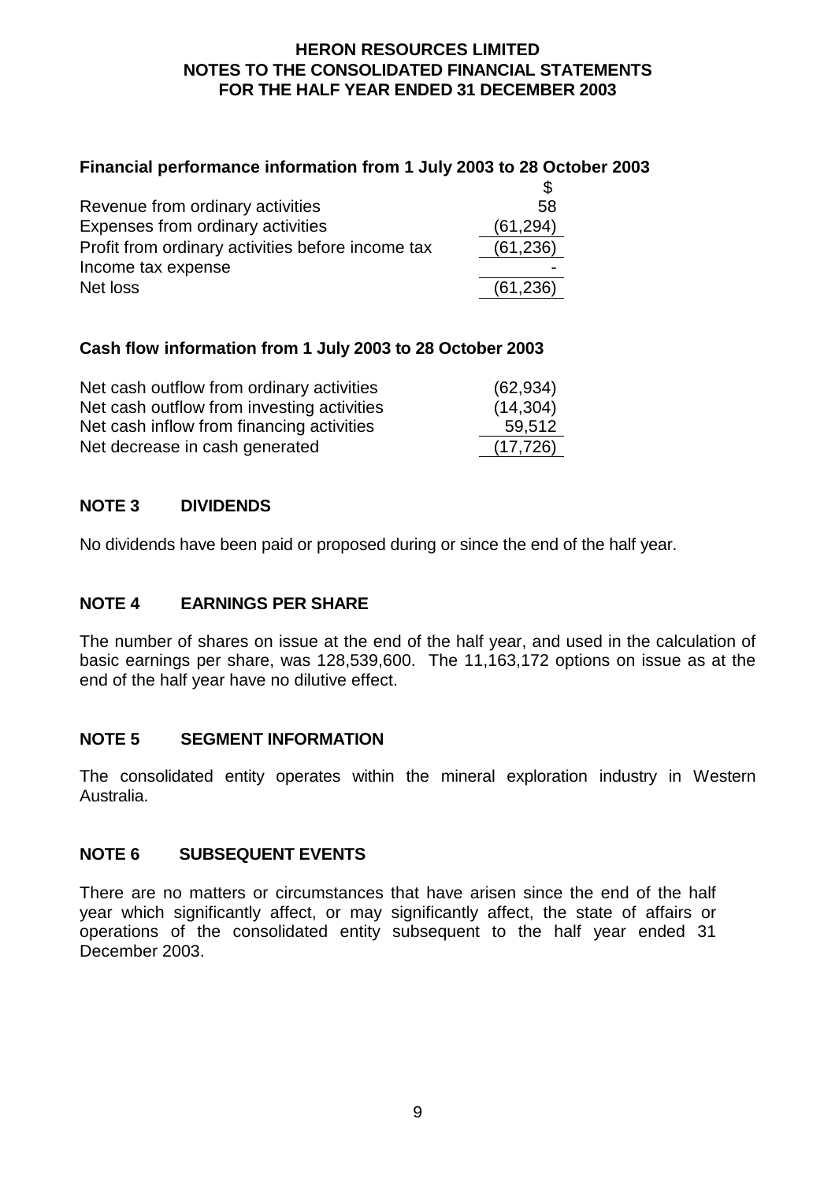**Financial performance information from 1 July 2003 to 28 October 2003**

| | $ |
|---|---|
| Revenue from ordinary activities | 58 |
| Expenses from ordinary activities | (61,294) |
| Profit from ordinary activities before income tax | (61,236) |
| Income tax expense | - |
| Net loss | (61,236) |

**Cash flow information from 1 July 2003 to 28 October 2003**

| | |
|---|---|
| Net cash outflow from ordinary activities | (62,934) |
| Net cash outflow from investing activities | (14,304) |
| Net cash inflow from financing activities | 59,512 |
| Net decrease in cash generated | (17,726) |

## NOTE 3 DIVIDENDS

No dividends have been paid or proposed during or since the end of the half year.

## NOTE 4 EARNINGS PER SHARE

The number of shares on issue at the end of the half year, and used in the calculation of basic earnings per share, was 128,539,600. The 11,163,172 options on issue as at the end of the half year have no dilutive effect.

## NOTE 5 SEGMENT INFORMATION

The consolidated entity operates within the mineral exploration industry in Western Australia.

## NOTE 6 SUBSEQUENT EVENTS

There are no matters or circumstances that have arisen since the end of the half year which significantly affect, or may significantly affect, the state of affairs or operations of the consolidated entity subsequent to the half year ended 31 December 2003.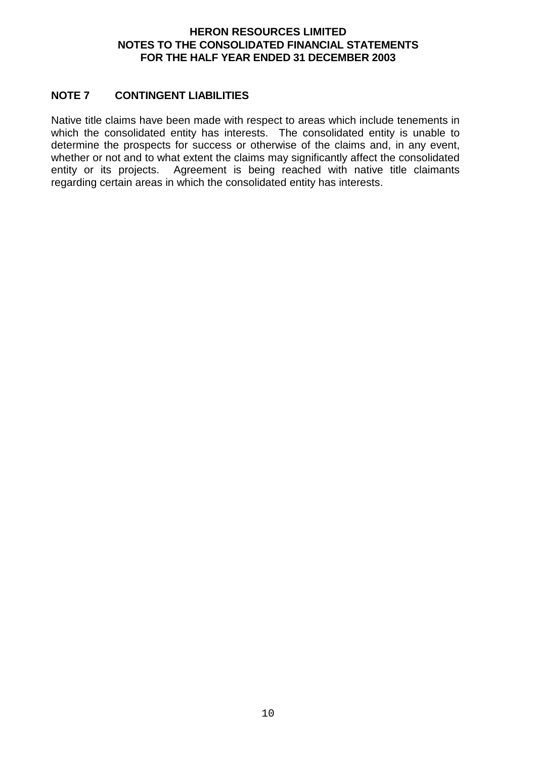## NOTE 7 CONTINGENT LIABILITIES

Native title claims have been made with respect to areas which include tenements in which the consolidated entity has interests. The consolidated entity is unable to determine the prospects for success or otherwise of the claims and, in any event, whether or not and to what extent the claims may significantly affect the consolidated entity or its projects. Agreement is being reached with native title claimants regarding certain areas in which the consolidated entity has interests.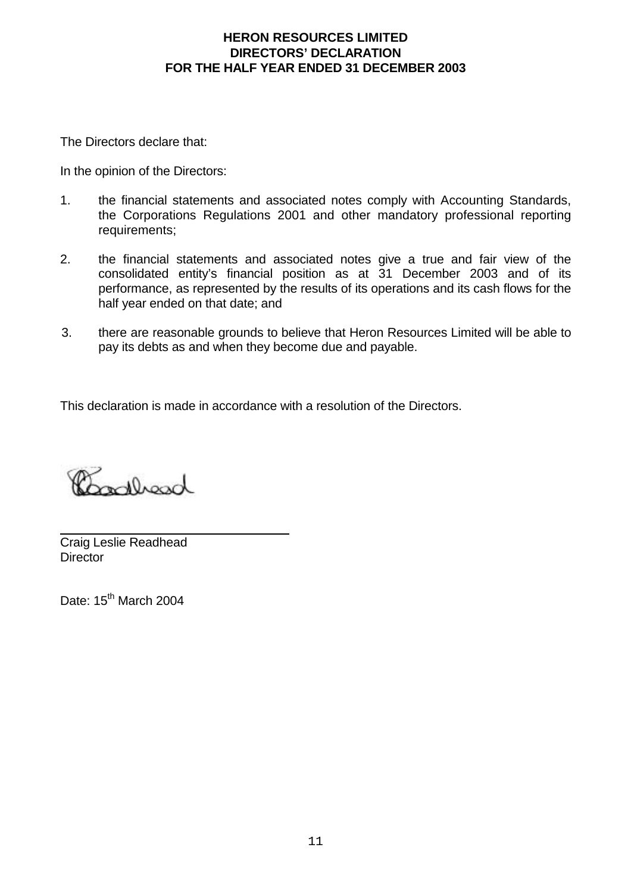# HERON RESOURCES LIMITED
## DIRECTORS' DECLARATION
## FOR THE HALF YEAR ENDED 31 DECEMBER 2003

The Directors declare that:

In the opinion of the Directors:

1. the financial statements and associated notes comply with Accounting Standards, the Corporations Regulations 2001 and other mandatory professional reporting requirements;

2. the financial statements and associated notes give a true and fair view of the consolidated entity's financial position as at 31 December 2003 and of its performance, as represented by the results of its operations and its cash flows for the half year ended on that date; and

3. there are reasonable grounds to believe that Heron Resources Limited will be able to pay its debts as and when they become due and payable.

This declaration is made in accordance with a resolution of the Directors.

Craig Leslie Readhead
Director

Date: 15th March 2004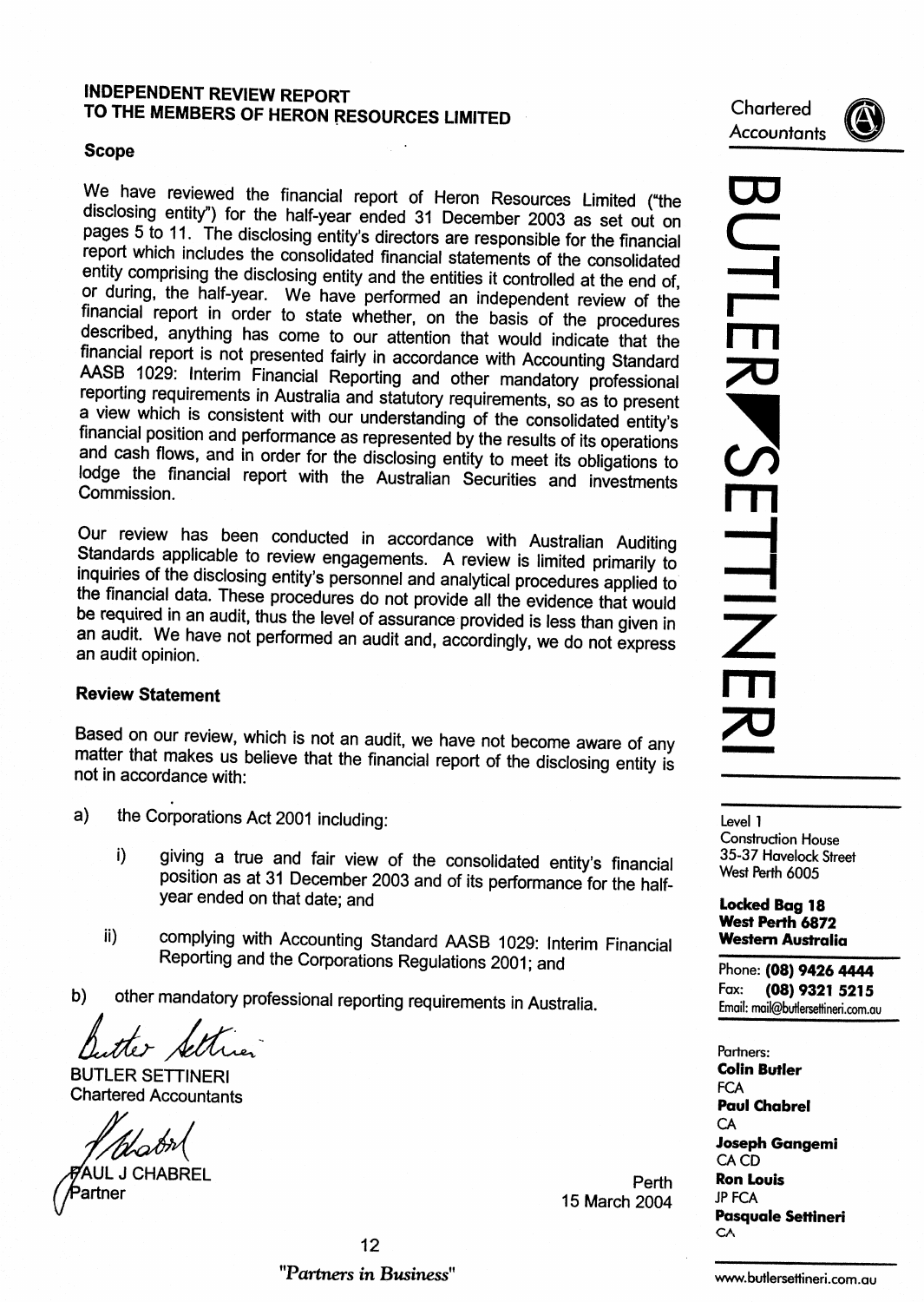# INDEPENDENT REVIEW REPORT
# TO THE MEMBERS OF HERON RESOURCES LIMITED

### Scope

We have reviewed the financial report of Heron Resources Limited ("the disclosing entity") for the half-year ended 31 December 2003 as set out on pages 5 to 11. The disclosing entity's directors are responsible for the financial report which includes the consolidated financial statements of the consolidated entity comprising the disclosing entity and the entities it controlled at the end of, or during, the half-year. We have performed an independent review of the financial report in order to state whether, on the basis of the procedures described, anything has come to our attention that would indicate that the financial report is not presented fairly in accordance with Accounting Standard AASB 1029: Interim Financial Reporting and other mandatory professional reporting requirements in Australia and statutory requirements, so as to present a view which is consistent with our understanding of the consolidated entity's financial position and performance as represented by the results of its operations and cash flows, and in order for the disclosing entity to meet its obligations to lodge the financial report with the Australian Securities and investments Commission.

Our review has been conducted in accordance with Australian Auditing Standards applicable to review engagements. A review is limited primarily to inquiries of the disclosing entity's personnel and analytical procedures applied to the financial data. These procedures do not provide all the evidence that would be required in an audit, thus the level of assurance provided is less than given in an audit. We have not performed an audit and, accordingly, we do not express an audit opinion.

### Review Statement

Based on our review, which is not an audit, we have not become aware of any matter that makes us believe that the financial report of the disclosing entity is not in accordance with:

a) the Corporations Act 2001 including:

   i) giving a true and fair view of the consolidated entity's financial position as at 31 December 2003 and of its performance for the half-year ended on that date; and

   ii) complying with Accounting Standard AASB 1029: Interim Financial Reporting and the Corporations Regulations 2001; and

b) other mandatory professional reporting requirements in Australia.

BUTLER SETTINERI
Chartered Accountants

PAUL J CHABREL
Partner

Perth
15 March 2004

Chartered Accountants

BUTLER SETTINERI

Level 1
Construction House
35-37 Havelock Street
West Perth 6005

**Locked Bag 18**
**West Perth 6872**
**Western Australia**

Phone: **(08) 9426 4444**
Fax: **(08) 9321 5215**
Email: mail@butlersettineri.com.au

Partners:
**Colin Butler**
FCA
**Paul Chabrel**
CA
**Joseph Gangemi**
CA CD
**Ron Louis**
JP FCA
**Pasquale Settineri**
CA

*"Partners in Business"*

www.butlersettineri.com.au